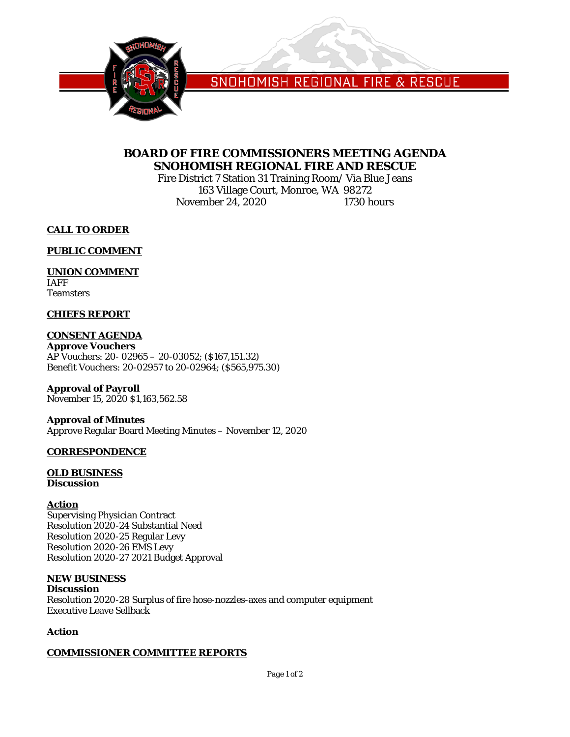SNOHOMISH REGIONAL FIRE & RESCUE

# BOARD OF FIRE COMMISSIONERS MEETING AGENDA
# SNOHOMISH REGIONAL FIRE AND RESCUE

Fire District 7 Station 31 Training Room/ Via Blue Jeans
163 Village Court, Monroe, WA 98272
November 24, 2020 1730 hours

**CALL TO ORDER**

**PUBLIC COMMENT**

**UNION COMMENT**
IAFF
Teamsters

**CHIEFS REPORT**

**CONSENT AGENDA**
**Approve Vouchers**
AP Vouchers: 20- 02965 – 20-03052; ($167,151.32)
Benefit Vouchers: 20-02957 to 20-02964; ($565,975.30)

**Approval of Payroll**
November 15, 2020 $1,163,562.58

**Approval of Minutes**
Approve Regular Board Meeting Minutes – November 12, 2020

**CORRESPONDENCE**

**OLD BUSINESS**
**Discussion**

**Action**
Supervising Physician Contract
Resolution 2020-24 Substantial Need
Resolution 2020-25 Regular Levy
Resolution 2020-26 EMS Levy
Resolution 2020-27 2021 Budget Approval

**NEW BUSINESS**
**Discussion**
Resolution 2020-28 Surplus of fire hose-nozzles-axes and computer equipment
Executive Leave Sellback

**Action**

**COMMISSIONER COMMITTEE REPORTS**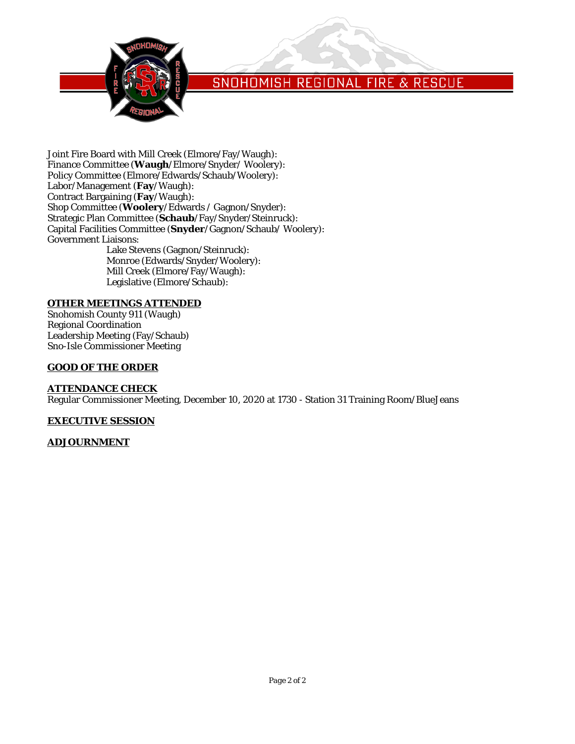Joint Fire Board with Mill Creek (Elmore/Fay/Waugh):
Finance Committee (**Waugh**/Elmore/Snyder/ Woolery):
Policy Committee (Elmore/Edwards/Schaub/Woolery):
Labor/Management (**Fay**/Waugh):
Contract Bargaining (**Fay**/Waugh):
Shop Committee (**Woolery**/Edwards / Gagnon/Snyder):
Strategic Plan Committee (**Schaub**/Fay/Snyder/Steinruck):
Capital Facilities Committee (**Snyder**/Gagnon/Schaub/ Woolery):
Government Liaisons:

- Lake Stevens (Gagnon/Steinruck):
- Monroe (Edwards/Snyder/Woolery):
- Mill Creek (Elmore/Fay/Waugh):
- Legislative (Elmore/Schaub):

**OTHER MEETINGS ATTENDED**

Snohomish County 911 (Waugh)
Regional Coordination
Leadership Meeting (Fay/Schaub)
Sno-Isle Commissioner Meeting

**GOOD OF THE ORDER**

**ATTENDANCE CHECK**

Regular Commissioner Meeting, December 10, 2020 at 1730 - Station 31 Training Room/BlueJeans

**EXECUTIVE SESSION**

**ADJOURNMENT**